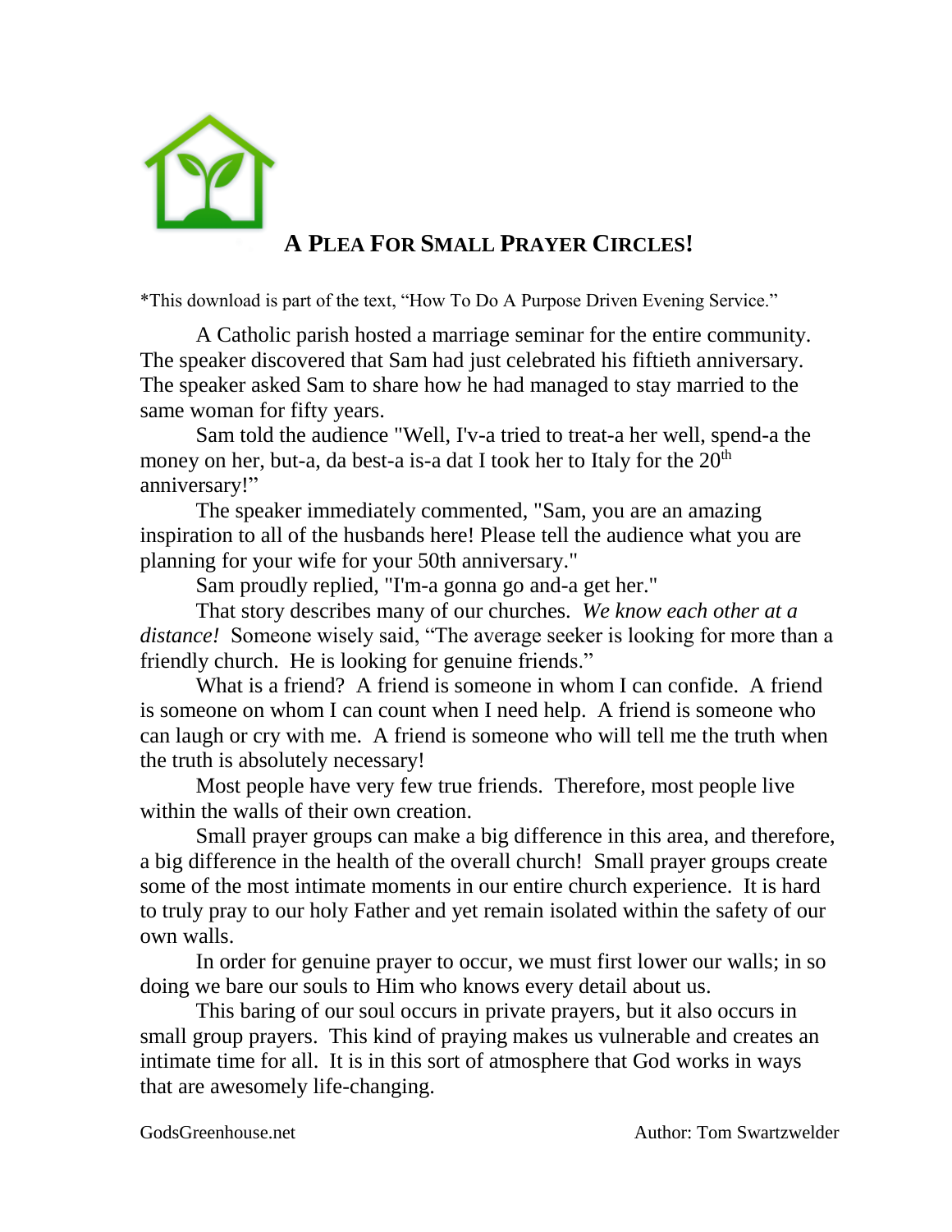# A PLEA FOR SMALL PRAYER CIRCLES!

*This download is part of the text, "How To Do A Purpose Driven Evening Service."

A Catholic parish hosted a marriage seminar for the entire community. The speaker discovered that Sam had just celebrated his fiftieth anniversary. The speaker asked Sam to share how he had managed to stay married to the same woman for fifty years.

Sam told the audience "Well, I'v-a tried to treat-a her well, spend-a the money on her, but-a, da best-a is-a dat I took her to Italy for the 20th anniversary!"

The speaker immediately commented, "Sam, you are an amazing inspiration to all of the husbands here! Please tell the audience what you are planning for your wife for your 50th anniversary."

Sam proudly replied, "I'm-a gonna go and-a get her."

That story describes many of our churches. *We know each other at a distance!* Someone wisely said, "The average seeker is looking for more than a friendly church. He is looking for genuine friends."

What is a friend? A friend is someone in whom I can confide. A friend is someone on whom I can count when I need help. A friend is someone who can laugh or cry with me. A friend is someone who will tell me the truth when the truth is absolutely necessary!

Most people have very few true friends. Therefore, most people live within the walls of their own creation.

Small prayer groups can make a big difference in this area, and therefore, a big difference in the health of the overall church! Small prayer groups create some of the most intimate moments in our entire church experience. It is hard to truly pray to our holy Father and yet remain isolated within the safety of our own walls.

In order for genuine prayer to occur, we must first lower our walls; in so doing we bare our souls to Him who knows every detail about us.

This baring of our soul occurs in private prayers, but it also occurs in small group prayers. This kind of praying makes us vulnerable and creates an intimate time for all. It is in this sort of atmosphere that God works in ways that are awesomely life-changing.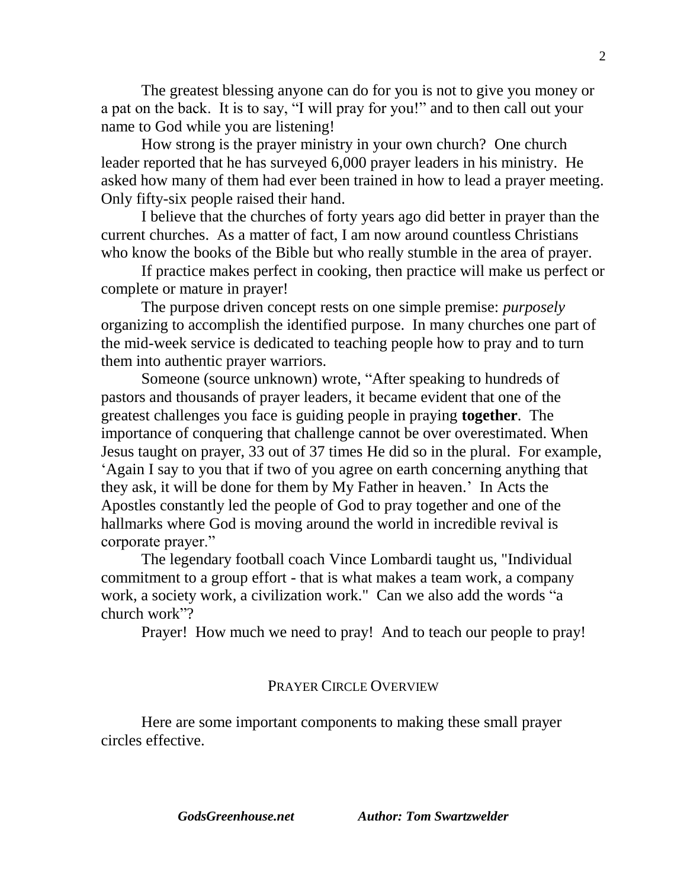The greatest blessing anyone can do for you is not to give you money or a pat on the back. It is to say, "I will pray for you!" and to then call out your name to God while you are listening!

How strong is the prayer ministry in your own church? One church leader reported that he has surveyed 6,000 prayer leaders in his ministry. He asked how many of them had ever been trained in how to lead a prayer meeting. Only fifty-six people raised their hand.

I believe that the churches of forty years ago did better in prayer than the current churches. As a matter of fact, I am now around countless Christians who know the books of the Bible but who really stumble in the area of prayer.

If practice makes perfect in cooking, then practice will make us perfect or complete or mature in prayer!

The purpose driven concept rests on one simple premise: *purposely* organizing to accomplish the identified purpose. In many churches one part of the mid-week service is dedicated to teaching people how to pray and to turn them into authentic prayer warriors.

Someone (source unknown) wrote, "After speaking to hundreds of pastors and thousands of prayer leaders, it became evident that one of the greatest challenges you face is guiding people in praying **together**. The importance of conquering that challenge cannot be over overestimated. When Jesus taught on prayer, 33 out of 37 times He did so in the plural. For example, 'Again I say to you that if two of you agree on earth concerning anything that they ask, it will be done for them by My Father in heaven.' In Acts the Apostles constantly led the people of God to pray together and one of the hallmarks where God is moving around the world in incredible revival is corporate prayer."

The legendary football coach Vince Lombardi taught us, "Individual commitment to a group effort - that is what makes a team work, a company work, a society work, a civilization work." Can we also add the words "a church work"?

Prayer! How much we need to pray! And to teach our people to pray!

## PRAYER CIRCLE OVERVIEW

Here are some important components to making these small prayer circles effective.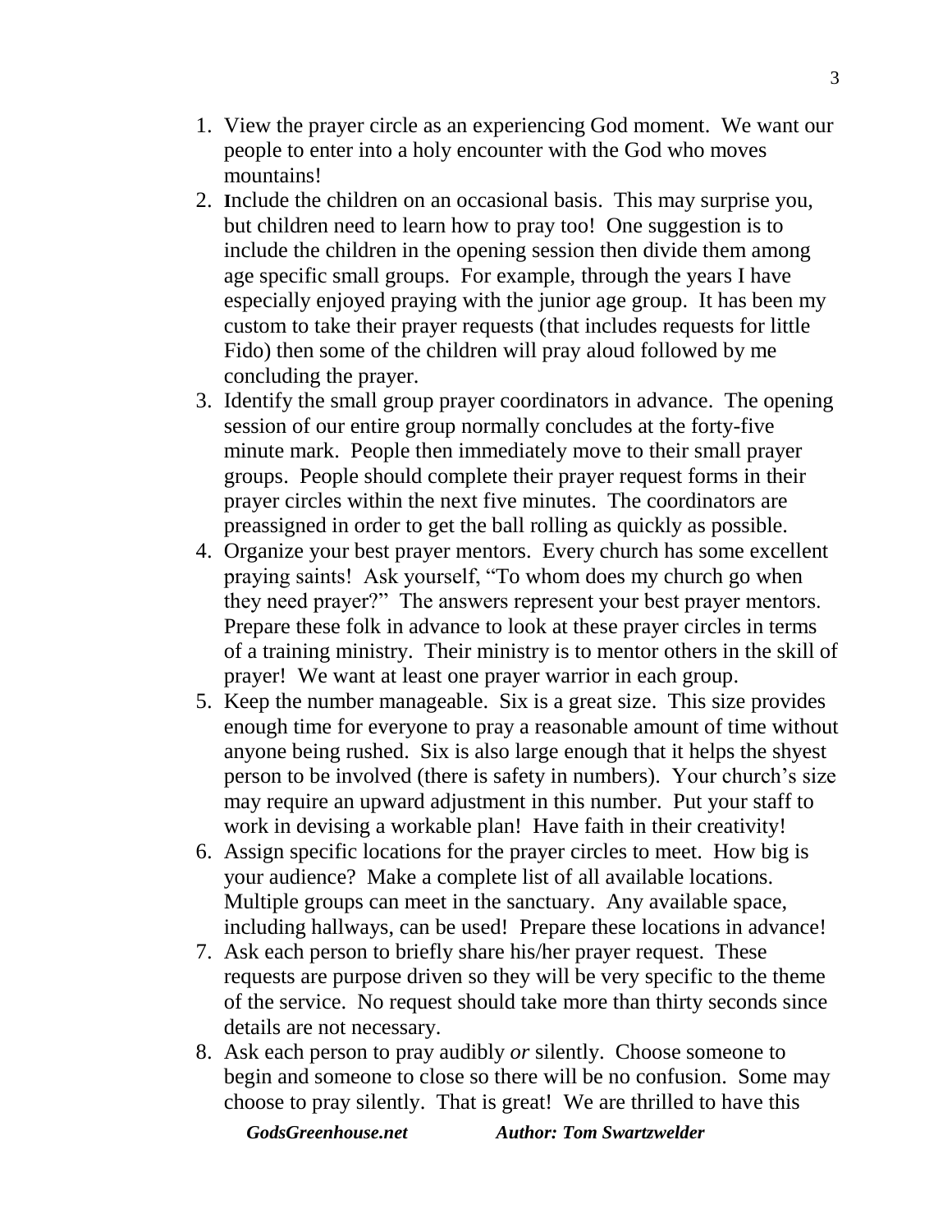1. View the prayer circle as an experiencing God moment. We want our people to enter into a holy encounter with the God who moves mountains!
2. Include the children on an occasional basis. This may surprise you, but children need to learn how to pray too! One suggestion is to include the children in the opening session then divide them among age specific small groups. For example, through the years I have especially enjoyed praying with the junior age group. It has been my custom to take their prayer requests (that includes requests for little Fido) then some of the children will pray aloud followed by me concluding the prayer.
3. Identify the small group prayer coordinators in advance. The opening session of our entire group normally concludes at the forty-five minute mark. People then immediately move to their small prayer groups. People should complete their prayer request forms in their prayer circles within the next five minutes. The coordinators are preassigned in order to get the ball rolling as quickly as possible.
4. Organize your best prayer mentors. Every church has some excellent praying saints! Ask yourself, "To whom does my church go when they need prayer?" The answers represent your best prayer mentors. Prepare these folk in advance to look at these prayer circles in terms of a training ministry. Their ministry is to mentor others in the skill of prayer! We want at least one prayer warrior in each group.
5. Keep the number manageable. Six is a great size. This size provides enough time for everyone to pray a reasonable amount of time without anyone being rushed. Six is also large enough that it helps the shyest person to be involved (there is safety in numbers). Your church's size may require an upward adjustment in this number. Put your staff to work in devising a workable plan! Have faith in their creativity!
6. Assign specific locations for the prayer circles to meet. How big is your audience? Make a complete list of all available locations. Multiple groups can meet in the sanctuary. Any available space, including hallways, can be used! Prepare these locations in advance!
7. Ask each person to briefly share his/her prayer request. These requests are purpose driven so they will be very specific to the theme of the service. No request should take more than thirty seconds since details are not necessary.
8. Ask each person to pray audibly *or* silently. Choose someone to begin and someone to close so there will be no confusion. Some may choose to pray silently. That is great! We are thrilled to have this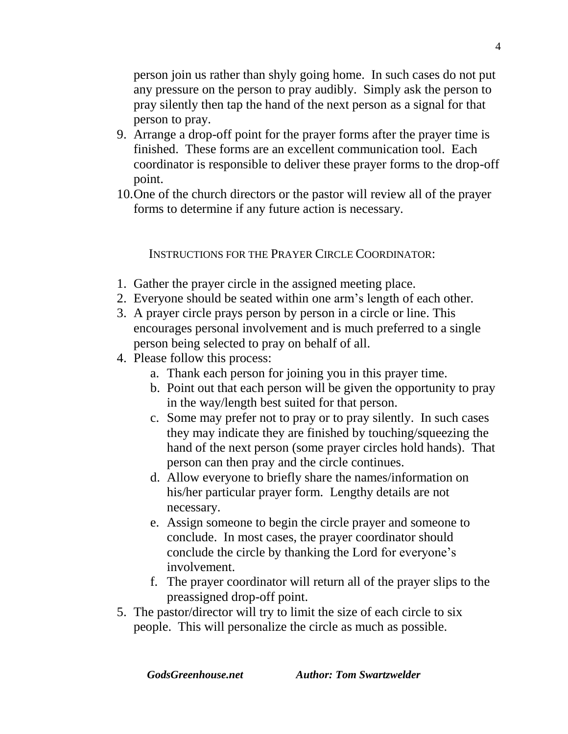person join us rather than shyly going home. In such cases do not put any pressure on the person to pray audibly. Simply ask the person to pray silently then tap the hand of the next person as a signal for that person to pray.

9. Arrange a drop-off point for the prayer forms after the prayer time is finished. These forms are an excellent communication tool. Each coordinator is responsible to deliver these prayer forms to the drop-off point.
10. One of the church directors or the pastor will review all of the prayer forms to determine if any future action is necessary.

## INSTRUCTIONS FOR THE PRAYER CIRCLE COORDINATOR:

1. Gather the prayer circle in the assigned meeting place.
2. Everyone should be seated within one arm's length of each other.
3. A prayer circle prays person by person in a circle or line. This encourages personal involvement and is much preferred to a single person being selected to pray on behalf of all.
4. Please follow this process:
   a. Thank each person for joining you in this prayer time.
   b. Point out that each person will be given the opportunity to pray in the way/length best suited for that person.
   c. Some may prefer not to pray or to pray silently. In such cases they may indicate they are finished by touching/squeezing the hand of the next person (some prayer circles hold hands). That person can then pray and the circle continues.
   d. Allow everyone to briefly share the names/information on his/her particular prayer form. Lengthy details are not necessary.
   e. Assign someone to begin the circle prayer and someone to conclude. In most cases, the prayer coordinator should conclude the circle by thanking the Lord for everyone's involvement.
   f. The prayer coordinator will return all of the prayer slips to the preassigned drop-off point.
5. The pastor/director will try to limit the size of each circle to six people. This will personalize the circle as much as possible.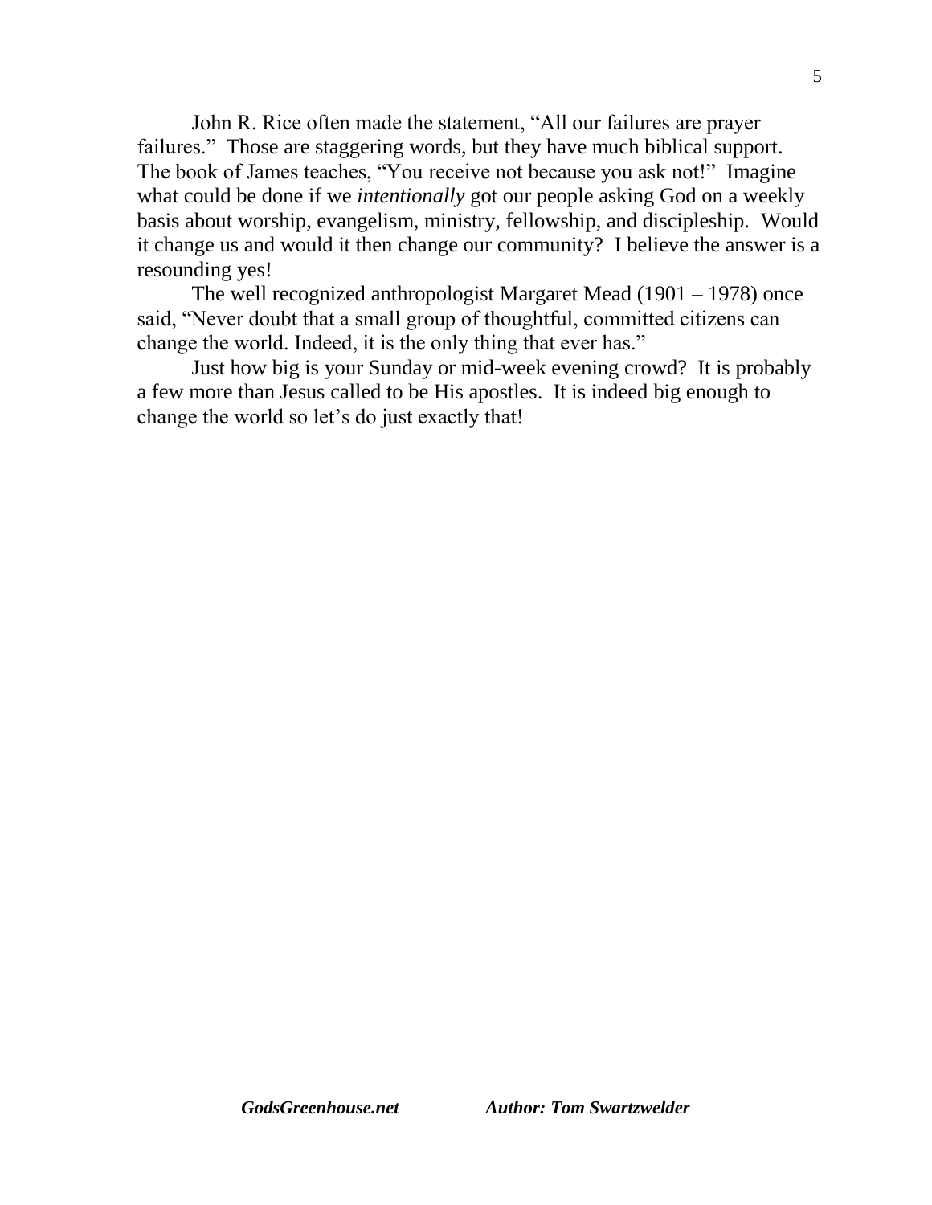John R. Rice often made the statement, “All our failures are prayer failures.” Those are staggering words, but they have much biblical support. The book of James teaches, “You receive not because you ask not!” Imagine what could be done if we *intentionally* got our people asking God on a weekly basis about worship, evangelism, ministry, fellowship, and discipleship. Would it change us and would it then change our community? I believe the answer is a resounding yes!

The well recognized anthropologist Margaret Mead (1901 – 1978) once said, “Never doubt that a small group of thoughtful, committed citizens can change the world. Indeed, it is the only thing that ever has.”

Just how big is your Sunday or mid-week evening crowd? It is probably a few more than Jesus called to be His apostles. It is indeed big enough to change the world so let’s do just exactly that!